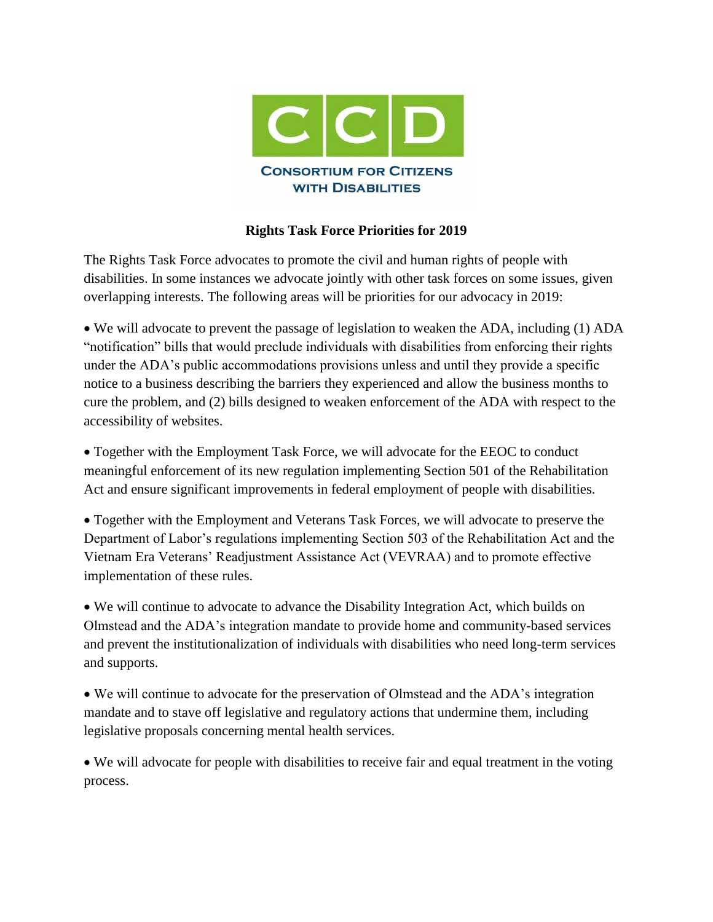CCD

CONSORTIUM FOR CITIZENS WITH DISABILITIES

## Rights Task Force Priorities for 2019

The Rights Task Force advocates to promote the civil and human rights of people with disabilities. In some instances we advocate jointly with other task forces on some issues, given overlapping interests. The following areas will be priorities for our advocacy in 2019:

- We will advocate to prevent the passage of legislation to weaken the ADA, including (1) ADA "notification" bills that would preclude individuals with disabilities from enforcing their rights under the ADA's public accommodations provisions unless and until they provide a specific notice to a business describing the barriers they experienced and allow the business months to cure the problem, and (2) bills designed to weaken enforcement of the ADA with respect to the accessibility of websites.

- Together with the Employment Task Force, we will advocate for the EEOC to conduct meaningful enforcement of its new regulation implementing Section 501 of the Rehabilitation Act and ensure significant improvements in federal employment of people with disabilities.

- Together with the Employment and Veterans Task Forces, we will advocate to preserve the Department of Labor's regulations implementing Section 503 of the Rehabilitation Act and the Vietnam Era Veterans' Readjustment Assistance Act (VEVRAA) and to promote effective implementation of these rules.

- We will continue to advocate to advance the Disability Integration Act, which builds on Olmstead and the ADA's integration mandate to provide home and community-based services and prevent the institutionalization of individuals with disabilities who need long-term services and supports.

- We will continue to advocate for the preservation of Olmstead and the ADA's integration mandate and to stave off legislative and regulatory actions that undermine them, including legislative proposals concerning mental health services.

- We will advocate for people with disabilities to receive fair and equal treatment in the voting process.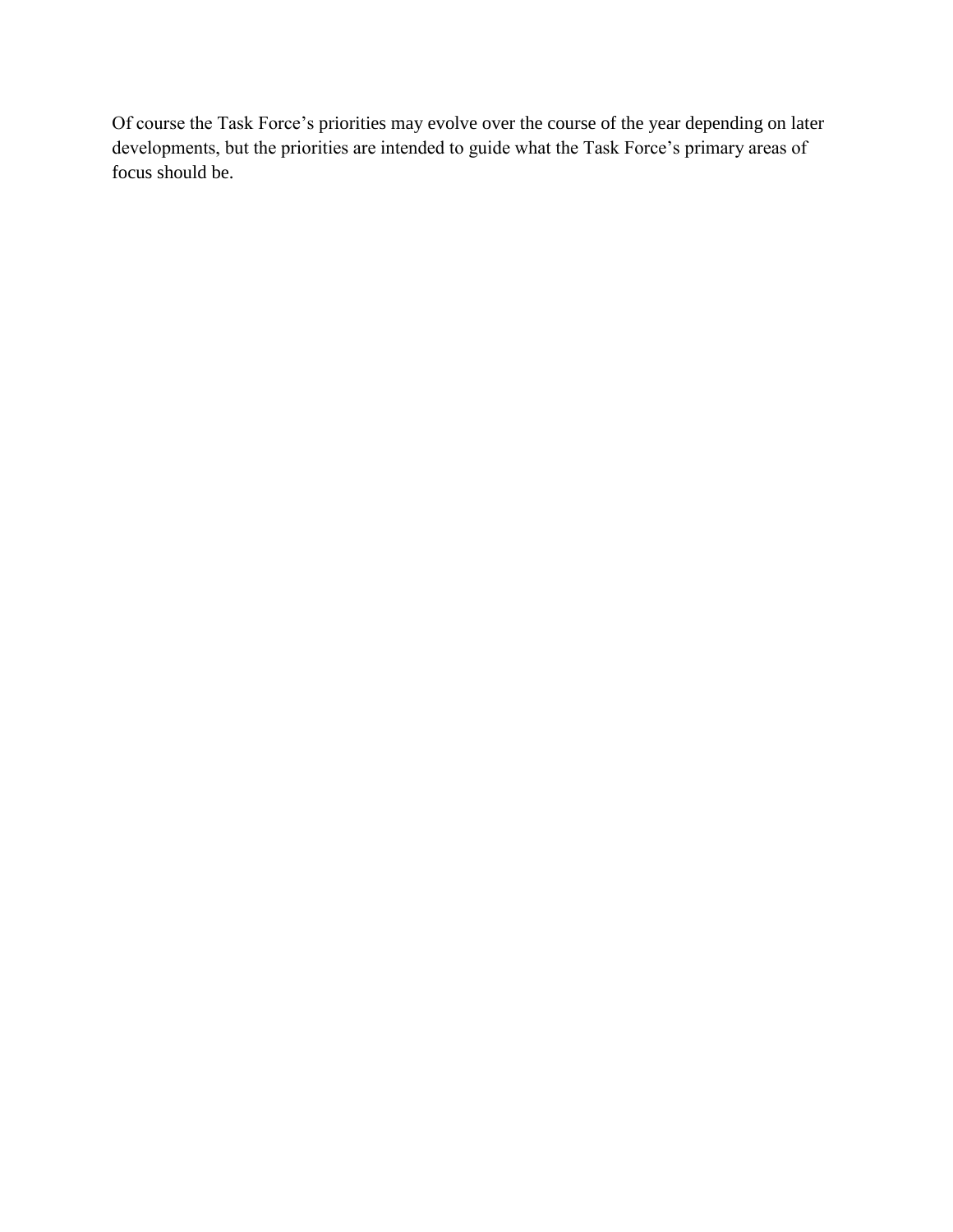Of course the Task Force's priorities may evolve over the course of the year depending on later developments, but the priorities are intended to guide what the Task Force's primary areas of focus should be.